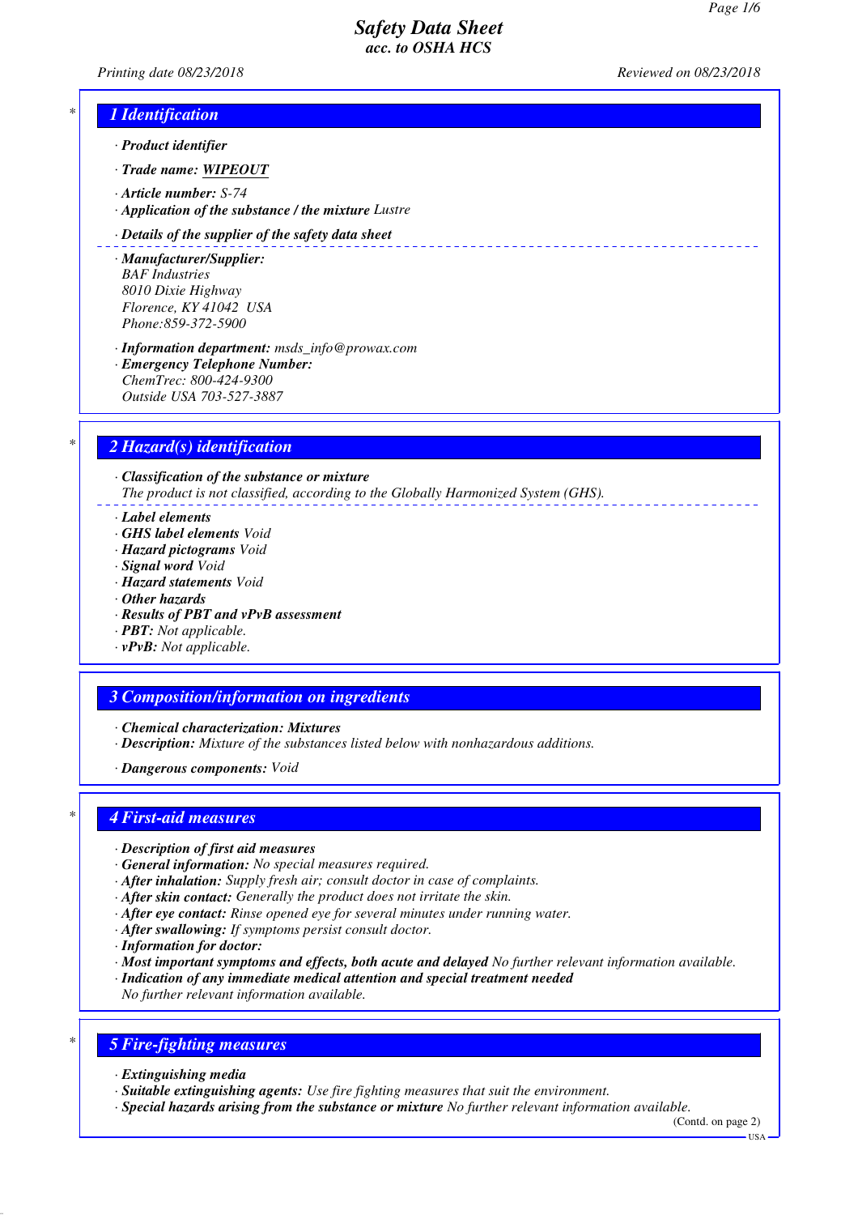# Safety Data Sheet
## acc. to OSHA HCS

Printing date 08/23/2018 Reviewed on 08/23/2018

## 1 Identification

· **Product identifier**

· **Trade name:** **WIPEOUT**

· **Article number:** S-74
· **Application of the substance / the mixture** Lustre

· **Details of the supplier of the safety data sheet**

· **Manufacturer/Supplier:**
BAF Industries
8010 Dixie Highway
Florence, KY 41042 USA
Phone:859-372-5900

· **Information department:** msds_info@prowax.com
· **Emergency Telephone Number:**
ChemTrec: 800-424-9300
Outside USA 703-527-3887

## 2 Hazard(s) identification

· **Classification of the substance or mixture**
The product is not classified, according to the Globally Harmonized System (GHS).

· **Label elements**
· **GHS label elements** Void
· **Hazard pictograms** Void
· **Signal word** Void
· **Hazard statements** Void
· **Other hazards**
· **Results of PBT and vPvB assessment**
· **PBT:** Not applicable.
· **vPvB:** Not applicable.

## 3 Composition/information on ingredients

· **Chemical characterization: Mixtures**
· **Description:** Mixture of the substances listed below with nonhazardous additions.

· **Dangerous components:** Void

## 4 First-aid measures

· **Description of first aid measures**
· **General information:** No special measures required.
· **After inhalation:** Supply fresh air; consult doctor in case of complaints.
· **After skin contact:** Generally the product does not irritate the skin.
· **After eye contact:** Rinse opened eye for several minutes under running water.
· **After swallowing:** If symptoms persist consult doctor.
· **Information for doctor:**
· **Most important symptoms and effects, both acute and delayed** No further relevant information available.
· **Indication of any immediate medical attention and special treatment needed**
No further relevant information available.

## 5 Fire-fighting measures

· **Extinguishing media**
· **Suitable extinguishing agents:** Use fire fighting measures that suit the environment.
· **Special hazards arising from the substance or mixture** No further relevant information available.

(Contd. on page 2)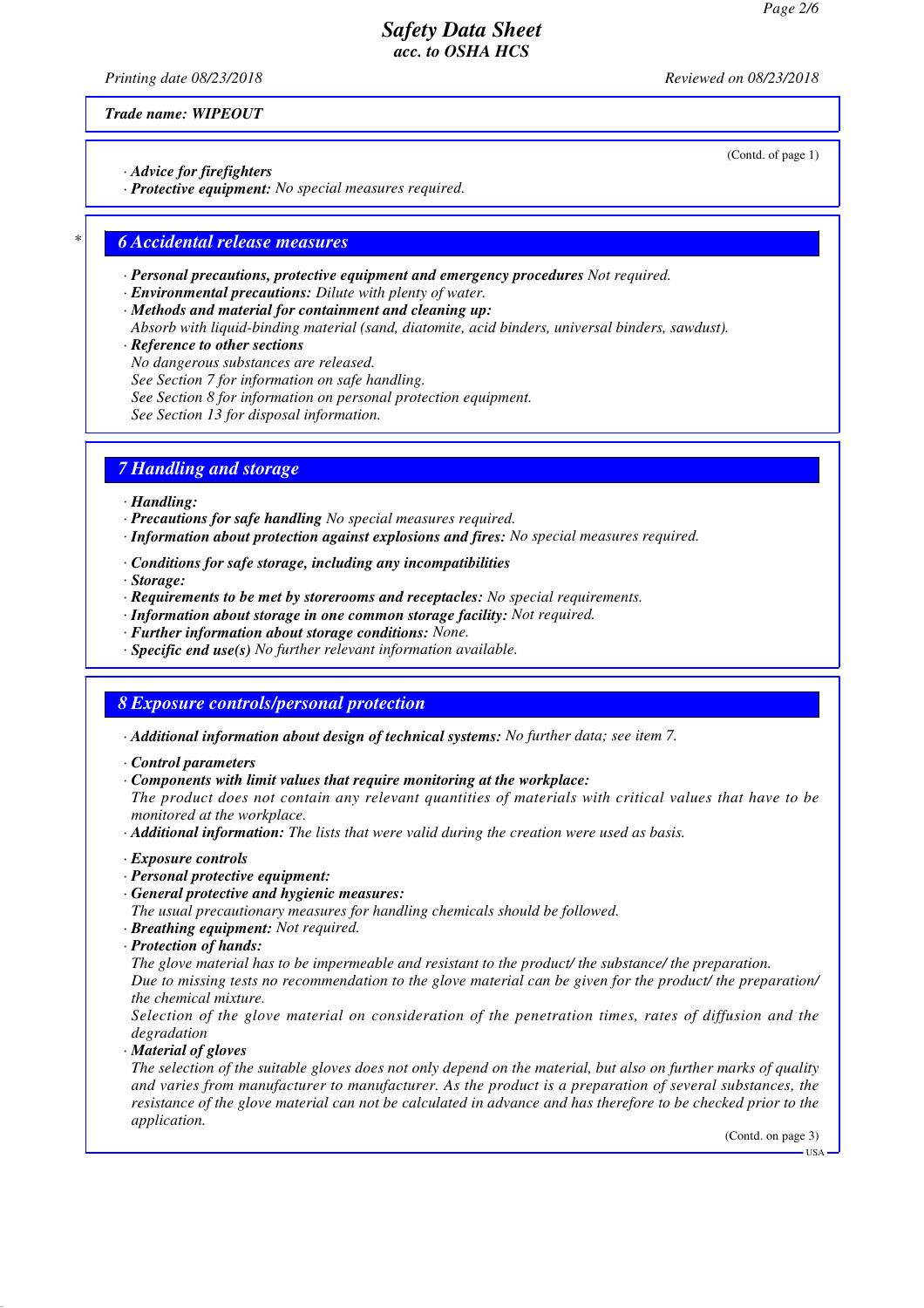Trade name: WIPEOUT

(Contd. of page 1)

· **Advice for firefighters**
· **Protective equipment:** No special measures required.

## 6 Accidental release measures

· **Personal precautions, protective equipment and emergency procedures** Not required.
· **Environmental precautions:** Dilute with plenty of water.
· **Methods and material for containment and cleaning up:**
Absorb with liquid-binding material (sand, diatomite, acid binders, universal binders, sawdust).
· **Reference to other sections**
No dangerous substances are released.
See Section 7 for information on safe handling.
See Section 8 for information on personal protection equipment.
See Section 13 for disposal information.

## 7 Handling and storage

· **Handling:**
· **Precautions for safe handling** No special measures required.
· **Information about protection against explosions and fires:** No special measures required.

· **Conditions for safe storage, including any incompatibilities**
· **Storage:**
· **Requirements to be met by storerooms and receptacles:** No special requirements.
· **Information about storage in one common storage facility:** Not required.
· **Further information about storage conditions:** None.
· **Specific end use(s)** No further relevant information available.

## 8 Exposure controls/personal protection

· **Additional information about design of technical systems:** No further data; see item 7.

· **Control parameters**
· **Components with limit values that require monitoring at the workplace:**
The product does not contain any relevant quantities of materials with critical values that have to be monitored at the workplace.
· **Additional information:** The lists that were valid during the creation were used as basis.

· **Exposure controls**
· **Personal protective equipment:**
· **General protective and hygienic measures:**
The usual precautionary measures for handling chemicals should be followed.
· **Breathing equipment:** Not required.
· **Protection of hands:**
The glove material has to be impermeable and resistant to the product/ the substance/ the preparation.
Due to missing tests no recommendation to the glove material can be given for the product/ the preparation/ the chemical mixture.
Selection of the glove material on consideration of the penetration times, rates of diffusion and the degradation
· **Material of gloves**
The selection of the suitable gloves does not only depend on the material, but also on further marks of quality and varies from manufacturer to manufacturer. As the product is a preparation of several substances, the resistance of the glove material can not be calculated in advance and has therefore to be checked prior to the application.

(Contd. on page 3)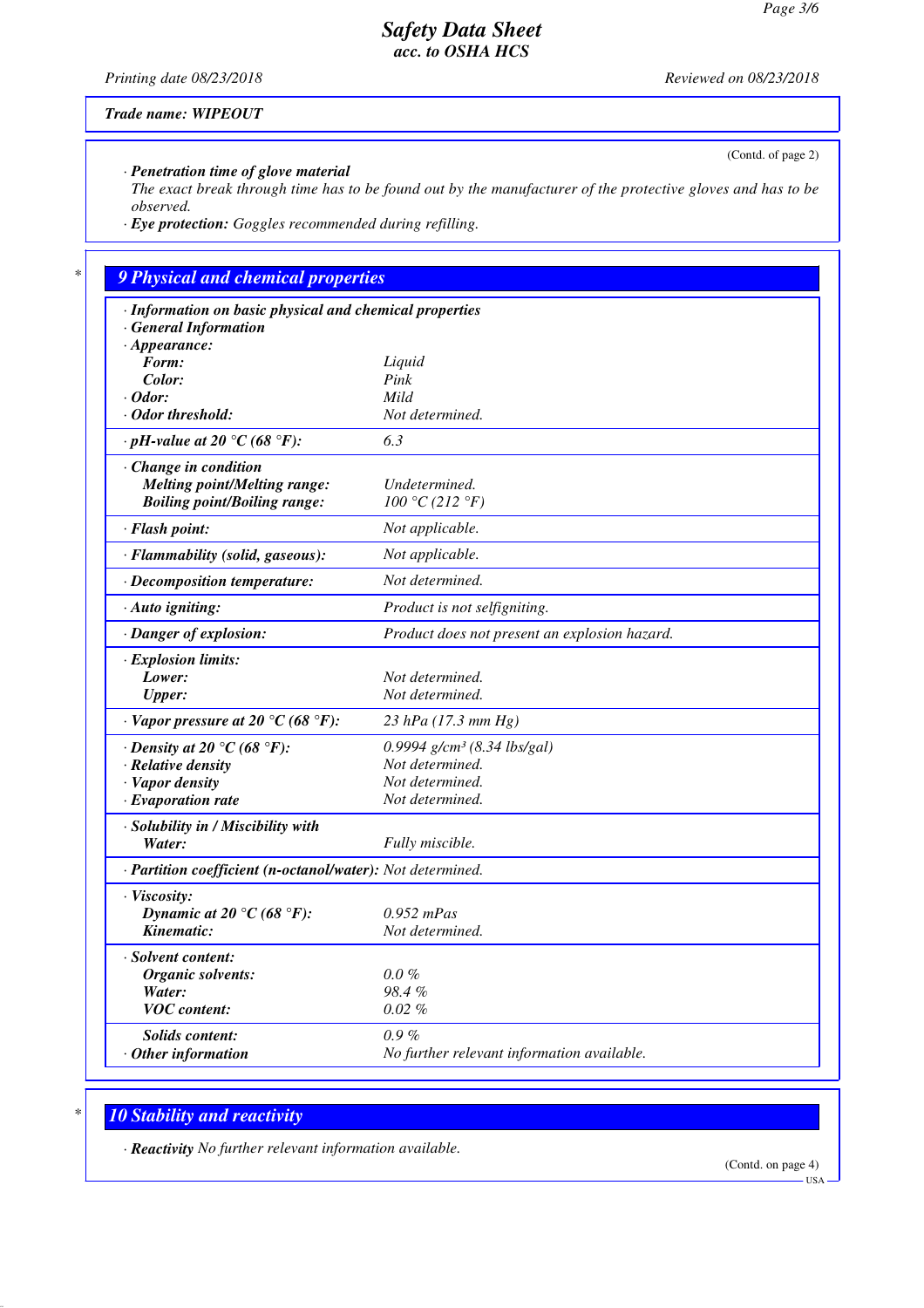**Trade name: WIPEOUT**

(Contd. of page 2)

· **Penetration time of glove material**
The exact break through time has to be found out by the manufacturer of the protective gloves and has to be observed.
· **Eye protection:** Goggles recommended during refilling.

## 9 Physical and chemical properties

· **Information on basic physical and chemical properties**
· **General Information**

| Property | Value |
|---|---|
| · **Appearance:** | |
| **Form:** | Liquid |
| **Color:** | Pink |
| · **Odor:** | Mild |
| · **Odor threshold:** | Not determined. |
| · **pH-value at 20 °C (68 °F):** | 6.3 |
| · **Change in condition** | |
| **Melting point/Melting range:** | Undetermined. |
| **Boiling point/Boiling range:** | 100 °C (212 °F) |
| · **Flash point:** | Not applicable. |
| · **Flammability (solid, gaseous):** | Not applicable. |
| · **Decomposition temperature:** | Not determined. |
| · **Auto igniting:** | Product is not selfigniting. |
| · **Danger of explosion:** | Product does not present an explosion hazard. |
| · **Explosion limits:** | |
| **Lower:** | Not determined. |
| **Upper:** | Not determined. |
| · **Vapor pressure at 20 °C (68 °F):** | 23 hPa (17.3 mm Hg) |
| · **Density at 20 °C (68 °F):** | 0.9994 g/cm³ (8.34 lbs/gal) |
| · **Relative density** | Not determined. |
| · **Vapor density** | Not determined. |
| · **Evaporation rate** | Not determined. |
| · **Solubility in / Miscibility with** | |
| **Water:** | Fully miscible. |
| · **Partition coefficient (n-octanol/water):** | Not determined. |
| · **Viscosity:** | |
| **Dynamic at 20 °C (68 °F):** | 0.952 mPas |
| **Kinematic:** | Not determined. |
| · **Solvent content:** | |
| **Organic solvents:** | 0.0 % |
| **Water:** | 98.4 % |
| **VOC content:** | 0.02 % |
| **Solids content:** | 0.9 % |
| · **Other information** | No further relevant information available. |

## 10 Stability and reactivity

· **Reactivity** No further relevant information available.

(Contd. on page 4)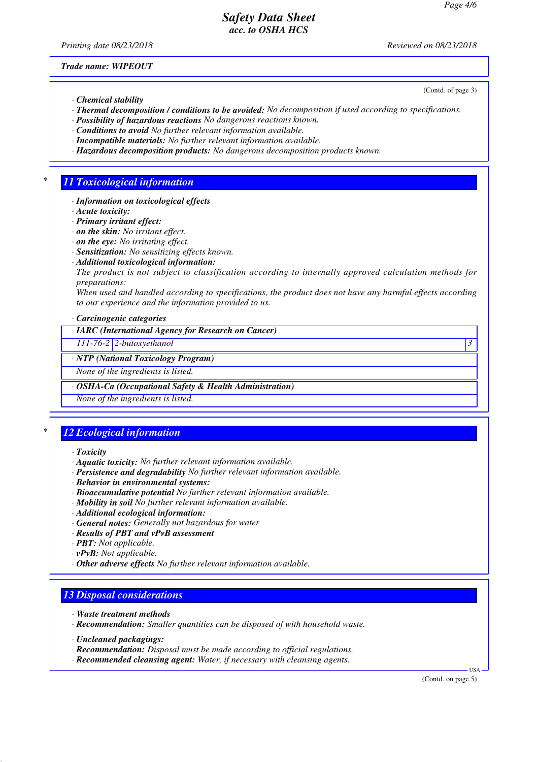Trade name: WIPEOUT

(Contd. of page 3)

· **Chemical stability**
· **Thermal decomposition / conditions to be avoided:** No decomposition if used according to specifications.
· **Possibility of hazardous reactions** No dangerous reactions known.
· **Conditions to avoid** No further relevant information available.
· **Incompatible materials:** No further relevant information available.
· **Hazardous decomposition products:** No dangerous decomposition products known.

## 11 Toxicological information

· **Information on toxicological effects**
· **Acute toxicity:**
· **Primary irritant effect:**
· **on the skin:** No irritant effect.
· **on the eye:** No irritating effect.
· **Sensitization:** No sensitizing effects known.
· **Additional toxicological information:**
The product is not subject to classification according to internally approved calculation methods for preparations:
When used and handled according to specifications, the product does not have any harmful effects according to our experience and the information provided to us.

· **Carcinogenic categories**

| · IARC (International Agency for Research on Cancer) | | |
|---|---|---|
| 111-76-2 | 2-butoxyethanol | 3 |
| **· NTP (National Toxicology Program)** | | |
| None of the ingredients is listed. | | |
| **· OSHA-Ca (Occupational Safety & Health Administration)** | | |
| None of the ingredients is listed. | | |

## 12 Ecological information

· **Toxicity**
· **Aquatic toxicity:** No further relevant information available.
· **Persistence and degradability** No further relevant information available.
· **Behavior in environmental systems:**
· **Bioaccumulative potential** No further relevant information available.
· **Mobility in soil** No further relevant information available.
· **Additional ecological information:**
· **General notes:** Generally not hazardous for water
· **Results of PBT and vPvB assessment**
· **PBT:** Not applicable.
· **vPvB:** Not applicable.
· **Other adverse effects** No further relevant information available.

## 13 Disposal considerations

· **Waste treatment methods**
· **Recommendation:** Smaller quantities can be disposed of with household waste.

· **Uncleaned packagings:**
· **Recommendation:** Disposal must be made according to official regulations.
· **Recommended cleansing agent:** Water, if necessary with cleansing agents.

(Contd. on page 5)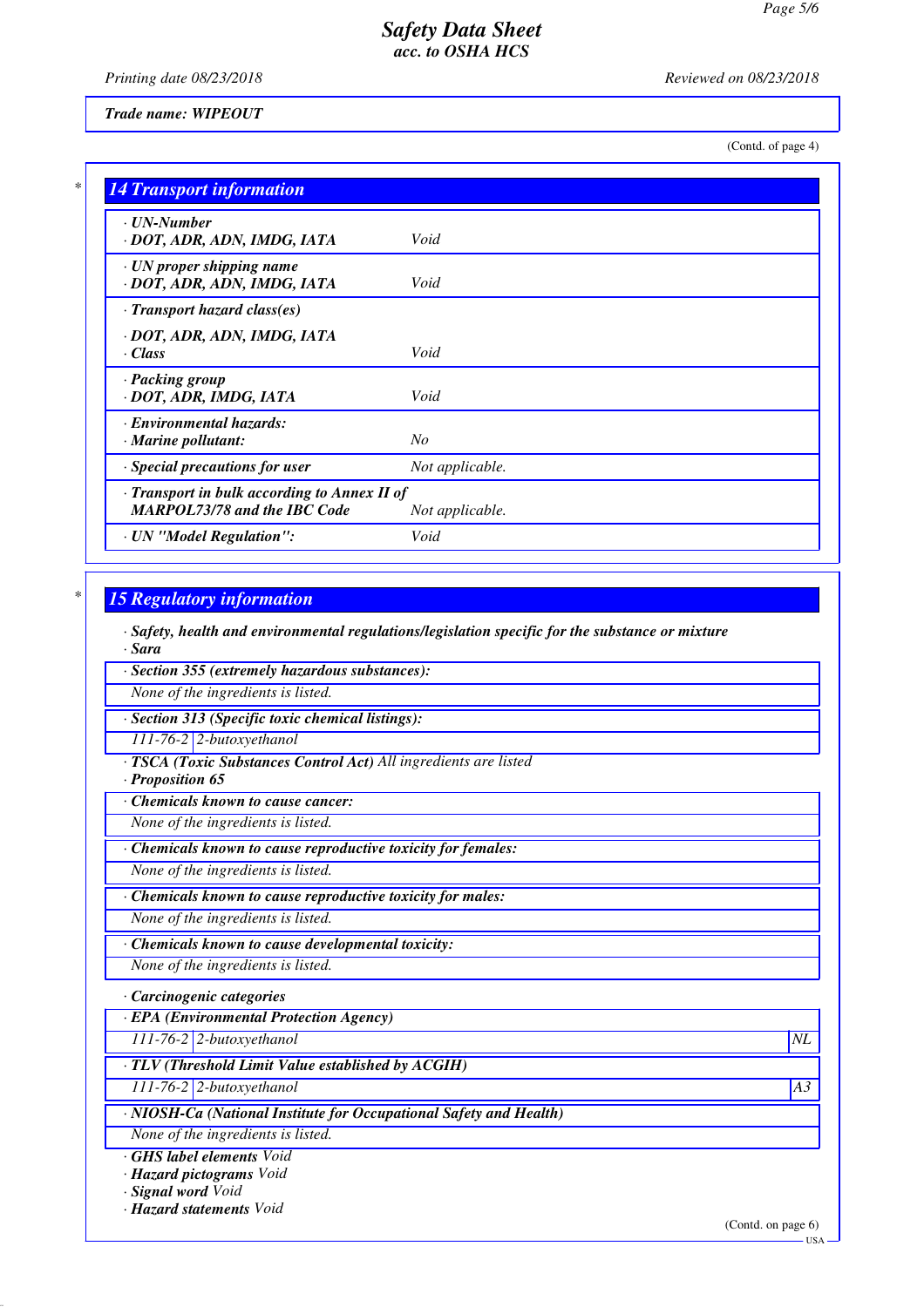# Safety Data Sheet
## acc. to OSHA HCS

Printing date 08/23/2018 Reviewed on 08/23/2018

**Trade name: WIPEOUT**

(Contd. of page 4)

## 14 Transport information

| | |
|---|---|
| · **UN-Number**<br>· **DOT, ADR, ADN, IMDG, IATA** | Void |
| · **UN proper shipping name**<br>· **DOT, ADR, ADN, IMDG, IATA** | Void |
| · **Transport hazard class(es)**<br>· **DOT, ADR, ADN, IMDG, IATA**<br>· **Class** | Void |
| · **Packing group**<br>· **DOT, ADR, IMDG, IATA** | Void |
| · **Environmental hazards:**<br>· **Marine pollutant:** | No |
| · **Special precautions for user** | Not applicable. |
| · **Transport in bulk according to Annex II of MARPOL73/78 and the IBC Code** | Not applicable. |
| · **UN "Model Regulation":** | Void |

## 15 Regulatory information

· **Safety, health and environmental regulations/legislation specific for the substance or mixture**

· **Sara**

· **Section 355 (extremely hazardous substances):**

None of the ingredients is listed.

· **Section 313 (Specific toxic chemical listings):**

| | |
|---|---|
| 111-76-2 | 2-butoxyethanol |

· **TSCA (Toxic Substances Control Act)** All ingredients are listed

· **Proposition 65**

· **Chemicals known to cause cancer:**

None of the ingredients is listed.

· **Chemicals known to cause reproductive toxicity for females:**

None of the ingredients is listed.

· **Chemicals known to cause reproductive toxicity for males:**

None of the ingredients is listed.

· **Chemicals known to cause developmental toxicity:**

None of the ingredients is listed.

· **Carcinogenic categories**

· **EPA (Environmental Protection Agency)**

| | | |
|---|---|---|
| 111-76-2 | 2-butoxyethanol | NL |

· **TLV (Threshold Limit Value established by ACGIH)**

| | | |
|---|---|---|
| 111-76-2 | 2-butoxyethanol | A3 |

· **NIOSH-Ca (National Institute for Occupational Safety and Health)**

None of the ingredients is listed.

· **GHS label elements** Void

· **Hazard pictograms** Void

· **Signal word** Void

· **Hazard statements** Void

(Contd. on page 6)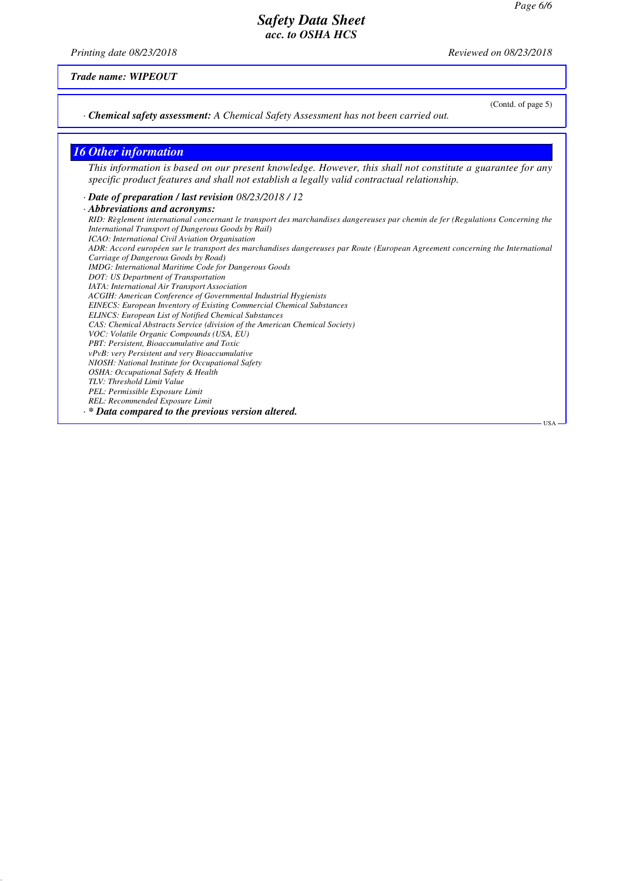Trade name: WIPEOUT

(Contd. of page 5)

· **Chemical safety assessment:** A Chemical Safety Assessment has not been carried out.

## 16 Other information

This information is based on our present knowledge. However, this shall not constitute a guarantee for any specific product features and shall not establish a legally valid contractual relationship.

· **Date of preparation / last revision** 08/23/2018 / 12

· **Abbreviations and acronyms:**

RID: Règlement international concernant le transport des marchandises dangereuses par chemin de fer (Regulations Concerning the International Transport of Dangerous Goods by Rail)
ICAO: International Civil Aviation Organisation
ADR: Accord européen sur le transport des marchandises dangereuses par Route (European Agreement concerning the International Carriage of Dangerous Goods by Road)
IMDG: International Maritime Code for Dangerous Goods
DOT: US Department of Transportation
IATA: International Air Transport Association
ACGIH: American Conference of Governmental Industrial Hygienists
EINECS: European Inventory of Existing Commercial Chemical Substances
ELINCS: European List of Notified Chemical Substances
CAS: Chemical Abstracts Service (division of the American Chemical Society)
VOC: Volatile Organic Compounds (USA, EU)
PBT: Persistent, Bioaccumulative and Toxic
vPvB: very Persistent and very Bioaccumulative
NIOSH: National Institute for Occupational Safety
OSHA: Occupational Safety & Health
TLV: Threshold Limit Value
PEL: Permissible Exposure Limit
REL: Recommended Exposure Limit

· **\* Data compared to the previous version altered.**

USA